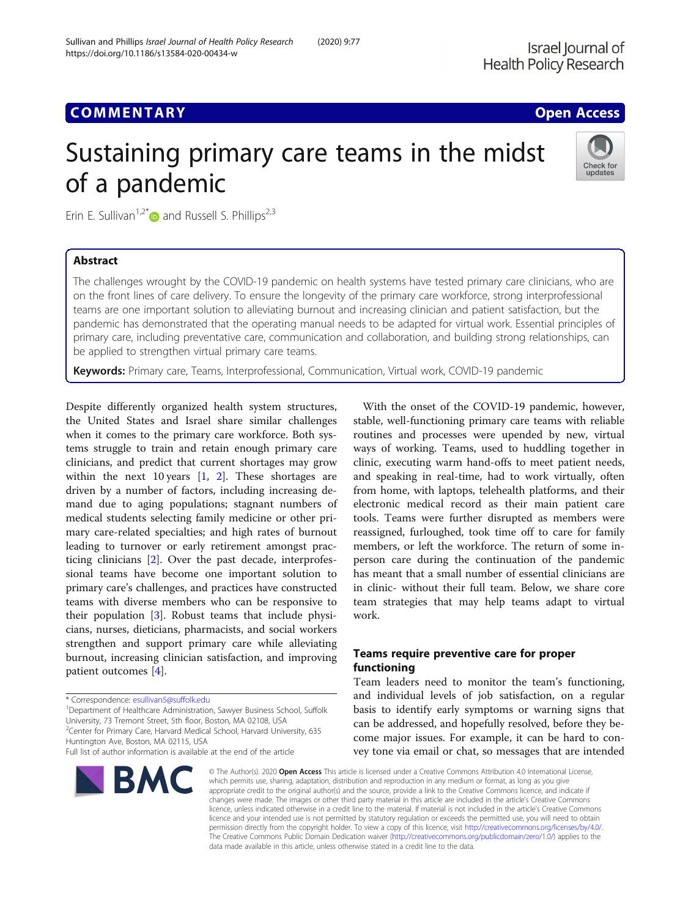COMMENTARY

Open Access

# Sustaining primary care teams in the midst of a pandemic

Erin E. Sullivan[1,2*] and Russell S. Phillips[2,3]

## Abstract

The challenges wrought by the COVID-19 pandemic on health systems have tested primary care clinicians, who are on the front lines of care delivery. To ensure the longevity of the primary care workforce, strong interprofessional teams are one important solution to alleviating burnout and increasing clinician and patient satisfaction, but the pandemic has demonstrated that the operating manual needs to be adapted for virtual work. Essential principles of primary care, including preventative care, communication and collaboration, and building strong relationships, can be applied to strengthen virtual primary care teams.

**Keywords:** Primary care, Teams, Interprofessional, Communication, Virtual work, COVID-19 pandemic

Despite differently organized health system structures, the United States and Israel share similar challenges when it comes to the primary care workforce. Both systems struggle to train and retain enough primary care clinicians, and predict that current shortages may grow within the next 10 years [1, 2]. These shortages are driven by a number of factors, including increasing demand due to aging populations; stagnant numbers of medical students selecting family medicine or other primary care-related specialties; and high rates of burnout leading to turnover or early retirement amongst practicing clinicians [2]. Over the past decade, interprofessional teams have become one important solution to primary care's challenges, and practices have constructed teams with diverse members who can be responsive to their population [3]. Robust teams that include physicians, nurses, dieticians, pharmacists, and social workers strengthen and support primary care while alleviating burnout, increasing clinician satisfaction, and improving patient outcomes [4].

With the onset of the COVID-19 pandemic, however, stable, well-functioning primary care teams with reliable routines and processes were upended by new, virtual ways of working. Teams, used to huddling together in clinic, executing warm hand-offs to meet patient needs, and speaking in real-time, had to work virtually, often from home, with laptops, telehealth platforms, and their electronic medical record as their main patient care tools. Teams were further disrupted as members were reassigned, furloughed, took time off to care for family members, or left the workforce. The return of some in-person care during the continuation of the pandemic has meant that a small number of essential clinicians are in clinic- without their full team. Below, we share core team strategies that may help teams adapt to virtual work.

## Teams require preventive care for proper functioning

Team leaders need to monitor the team's functioning, and individual levels of job satisfaction, on a regular basis to identify early symptoms or warning signs that can be addressed, and hopefully resolved, before they become major issues. For example, it can be hard to convey tone via email or chat, so messages that are intended

* Correspondence: esullivan5@suffolk.edu
[1]Department of Healthcare Administration, Sawyer Business School, Suffolk University, 73 Tremont Street, 5th floor, Boston, MA 02108, USA
[2]Center for Primary Care, Harvard Medical School, Harvard University, 635 Huntington Ave, Boston, MA 02115, USA
Full list of author information is available at the end of the article

© The Author(s). 2020 **Open Access** This article is licensed under a Creative Commons Attribution 4.0 International License, which permits use, sharing, adaptation, distribution and reproduction in any medium or format, as long as you give appropriate credit to the original author(s) and the source, provide a link to the Creative Commons licence, and indicate if changes were made. The images or other third party material in this article are included in the article's Creative Commons licence, unless indicated otherwise in a credit line to the material. If material is not included in the article's Creative Commons licence and your intended use is not permitted by statutory regulation or exceeds the permitted use, you will need to obtain permission directly from the copyright holder. To view a copy of this licence, visit http://creativecommons.org/licenses/by/4.0/. The Creative Commons Public Domain Dedication waiver (http://creativecommons.org/publicdomain/zero/1.0/) applies to the data made available in this article, unless otherwise stated in a credit line to the data.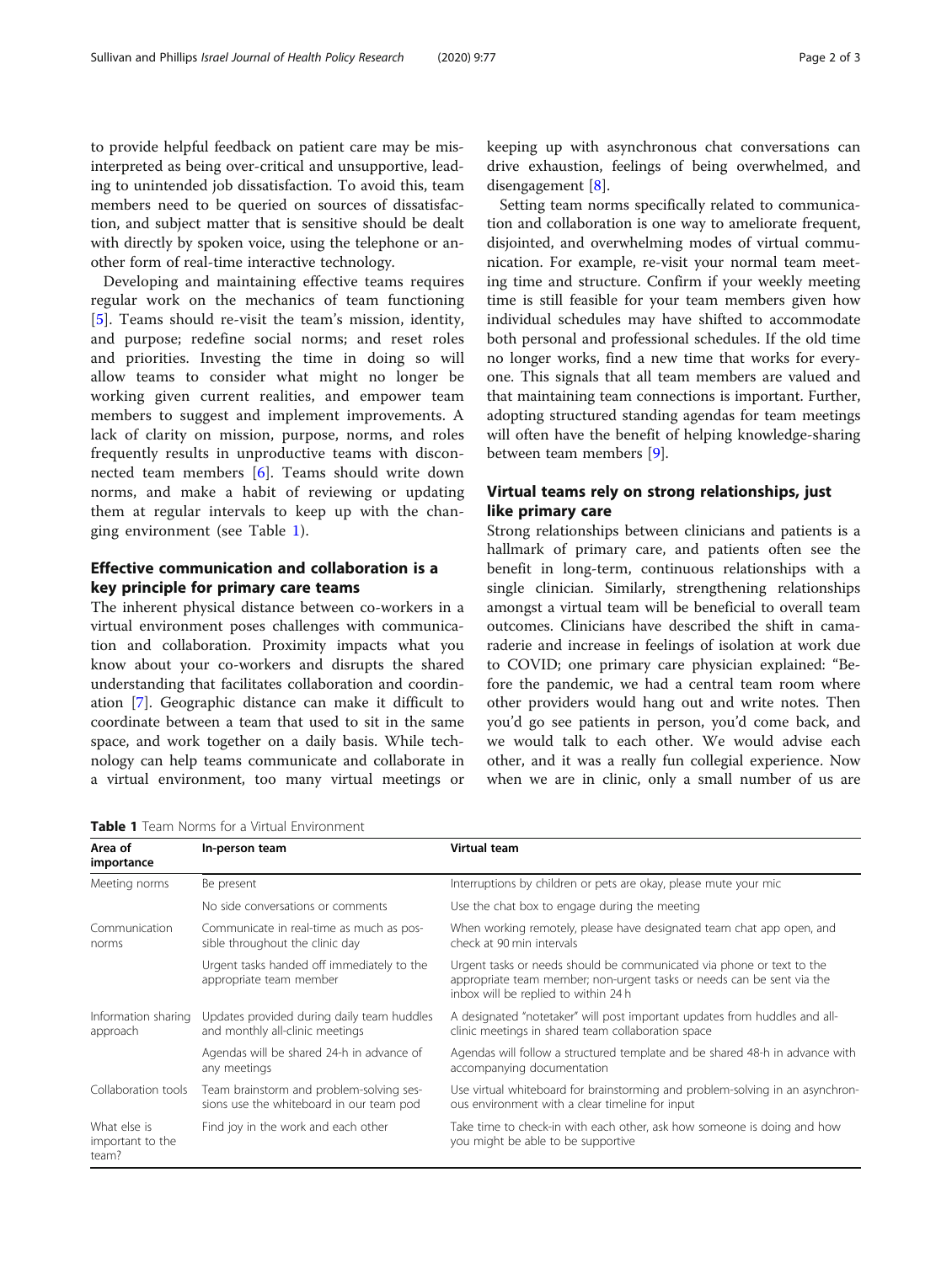to provide helpful feedback on patient care may be misinterpreted as being over-critical and unsupportive, leading to unintended job dissatisfaction. To avoid this, team members need to be queried on sources of dissatisfaction, and subject matter that is sensitive should be dealt with directly by spoken voice, using the telephone or another form of real-time interactive technology.

Developing and maintaining effective teams requires regular work on the mechanics of team functioning [5]. Teams should re-visit the team's mission, identity, and purpose; redefine social norms; and reset roles and priorities. Investing the time in doing so will allow teams to consider what might no longer be working given current realities, and empower team members to suggest and implement improvements. A lack of clarity on mission, purpose, norms, and roles frequently results in unproductive teams with disconnected team members [6]. Teams should write down norms, and make a habit of reviewing or updating them at regular intervals to keep up with the changing environment (see Table 1).

## Effective communication and collaboration is a key principle for primary care teams

The inherent physical distance between co-workers in a virtual environment poses challenges with communication and collaboration. Proximity impacts what you know about your co-workers and disrupts the shared understanding that facilitates collaboration and coordination [7]. Geographic distance can make it difficult to coordinate between a team that used to sit in the same space, and work together on a daily basis. While technology can help teams communicate and collaborate in a virtual environment, too many virtual meetings or keeping up with asynchronous chat conversations can drive exhaustion, feelings of being overwhelmed, and disengagement [8].

Setting team norms specifically related to communication and collaboration is one way to ameliorate frequent, disjointed, and overwhelming modes of virtual communication. For example, re-visit your normal team meeting time and structure. Confirm if your weekly meeting time is still feasible for your team members given how individual schedules may have shifted to accommodate both personal and professional schedules. If the old time no longer works, find a new time that works for everyone. This signals that all team members are valued and that maintaining team connections is important. Further, adopting structured standing agendas for team meetings will often have the benefit of helping knowledge-sharing between team members [9].

## Virtual teams rely on strong relationships, just like primary care

Strong relationships between clinicians and patients is a hallmark of primary care, and patients often see the benefit in long-term, continuous relationships with a single clinician. Similarly, strengthening relationships amongst a virtual team will be beneficial to overall team outcomes. Clinicians have described the shift in camaraderie and increase in feelings of isolation at work due to COVID; one primary care physician explained: "Before the pandemic, we had a central team room where other providers would hang out and write notes. Then you'd go see patients in person, you'd come back, and we would talk to each other. We would advise each other, and it was a really fun collegial experience. Now when we are in clinic, only a small number of us are

**Table 1** Team Norms for a Virtual Environment

| Area of importance | In-person team | Virtual team |
|---|---|---|
| Meeting norms | Be present | Interruptions by children or pets are okay, please mute your mic |
| | No side conversations or comments | Use the chat box to engage during the meeting |
| Communication norms | Communicate in real-time as much as possible throughout the clinic day | When working remotely, please have designated team chat app open, and check at 90 min intervals |
| | Urgent tasks handed off immediately to the appropriate team member | Urgent tasks or needs should be communicated via phone or text to the appropriate team member; non-urgent tasks or needs can be sent via the inbox will be replied to within 24 h |
| Information sharing approach | Updates provided during daily team huddles and monthly all-clinic meetings | A designated "notetaker" will post important updates from huddles and all-clinic meetings in shared team collaboration space |
| | Agendas will be shared 24-h in advance of any meetings | Agendas will follow a structured template and be shared 48-h in advance with accompanying documentation |
| Collaboration tools | Team brainstorm and problem-solving sessions use the whiteboard in our team pod | Use virtual whiteboard for brainstorming and problem-solving in an asynchronous environment with a clear timeline for input |
| What else is important to the team? | Find joy in the work and each other | Take time to check-in with each other, ask how someone is doing and how you might be able to be supportive |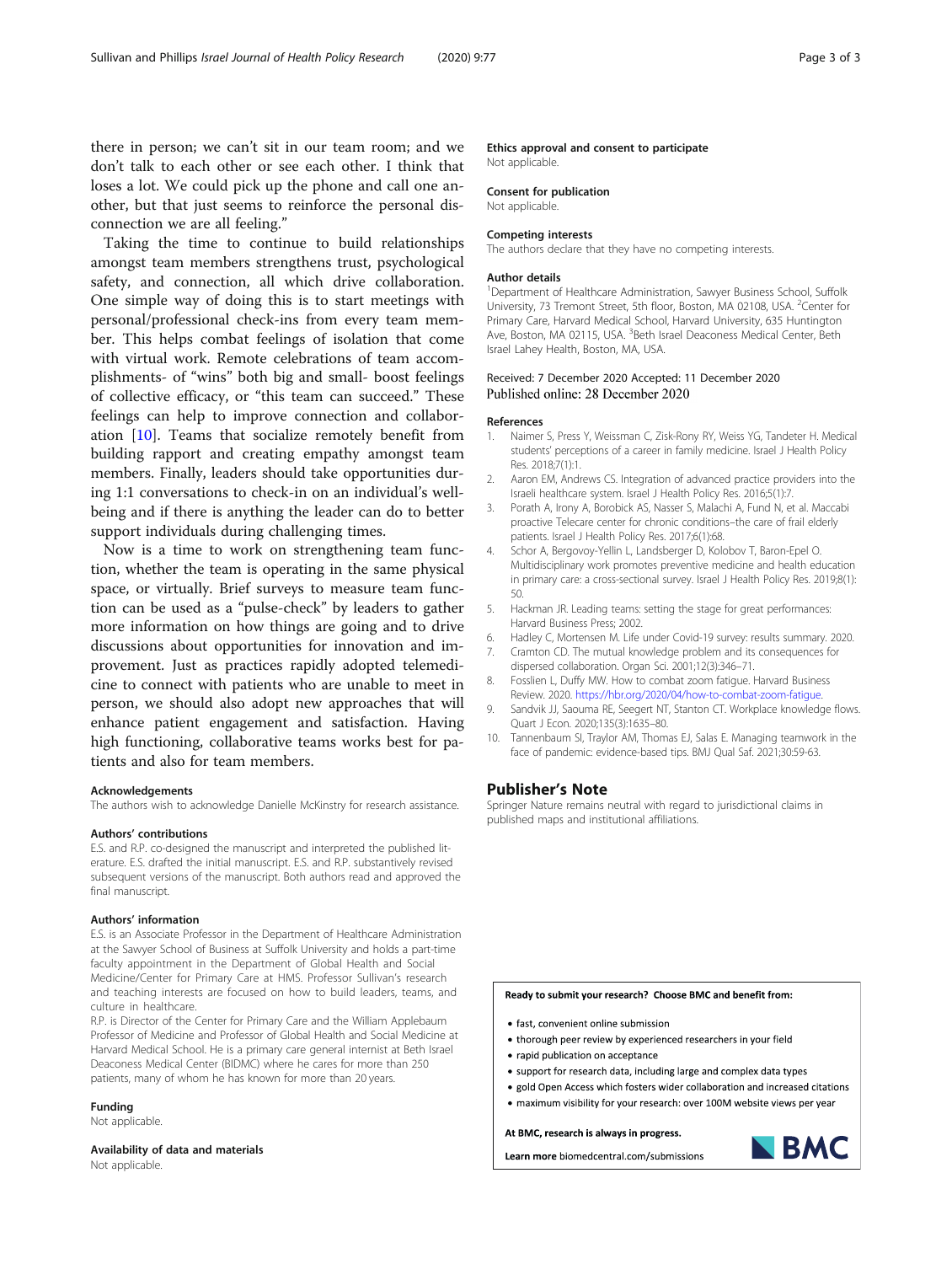there in person; we can't sit in our team room; and we don't talk to each other or see each other. I think that loses a lot. We could pick up the phone and call one another, but that just seems to reinforce the personal disconnection we are all feeling."

Taking the time to continue to build relationships amongst team members strengthens trust, psychological safety, and connection, all which drive collaboration. One simple way of doing this is to start meetings with personal/professional check-ins from every team member. This helps combat feelings of isolation that come with virtual work. Remote celebrations of team accomplishments- of "wins" both big and small- boost feelings of collective efficacy, or "this team can succeed." These feelings can help to improve connection and collaboration [10]. Teams that socialize remotely benefit from building rapport and creating empathy amongst team members. Finally, leaders should take opportunities during 1:1 conversations to check-in on an individual's well-being and if there is anything the leader can do to better support individuals during challenging times.

Now is a time to work on strengthening team function, whether the team is operating in the same physical space, or virtually. Brief surveys to measure team function can be used as a "pulse-check" by leaders to gather more information on how things are going and to drive discussions about opportunities for innovation and improvement. Just as practices rapidly adopted telemedicine to connect with patients who are unable to meet in person, we should also adopt new approaches that will enhance patient engagement and satisfaction. Having high functioning, collaborative teams works best for patients and also for team members.

#### Acknowledgements
The authors wish to acknowledge Danielle McKinstry for research assistance.

#### Authors' contributions
E.S. and R.P. co-designed the manuscript and interpreted the published literature. E.S. drafted the initial manuscript. E.S. and R.P. substantively revised subsequent versions of the manuscript. Both authors read and approved the final manuscript.

#### Authors' information
E.S. is an Associate Professor in the Department of Healthcare Administration at the Sawyer School of Business at Suffolk University and holds a part-time faculty appointment in the Department of Global Health and Social Medicine/Center for Primary Care at HMS. Professor Sullivan's research and teaching interests are focused on how to build leaders, teams, and culture in healthcare.

R.P. is Director of the Center for Primary Care and the William Applebaum Professor of Medicine and Professor of Global Health and Social Medicine at Harvard Medical School. He is a primary care general internist at Beth Israel Deaconess Medical Center (BIDMC) where he cares for more than 250 patients, many of whom he has known for more than 20 years.

#### Funding
Not applicable.

#### Availability of data and materials
Not applicable.

#### Ethics approval and consent to participate
Not applicable.

#### Consent for publication
Not applicable.

#### Competing interests
The authors declare that they have no competing interests.

#### Author details
[1]Department of Healthcare Administration, Sawyer Business School, Suffolk University, 73 Tremont Street, 5th floor, Boston, MA 02108, USA. [2]Center for Primary Care, Harvard Medical School, Harvard University, 635 Huntington Ave, Boston, MA 02115, USA. [3]Beth Israel Deaconess Medical Center, Beth Israel Lahey Health, Boston, MA, USA.

Received: 7 December 2020 Accepted: 11 December 2020
Published online: 28 December 2020

#### References
1. Naimer S, Press Y, Weissman C, Zisk-Rony RY, Weiss YG, Tandeter H. Medical students' perceptions of a career in family medicine. Israel J Health Policy Res. 2018;7(1):1.
2. Aaron EM, Andrews CS. Integration of advanced practice providers into the Israeli healthcare system. Israel J Health Policy Res. 2016;5(1):7.
3. Porath A, Irony A, Borobick AS, Nasser S, Malachi A, Fund N, et al. Maccabi proactive Telecare center for chronic conditions–the care of frail elderly patients. Israel J Health Policy Res. 2017;6(1):68.
4. Schor A, Bergovoy-Yellin L, Landsberger D, Kolobov T, Baron-Epel O. Multidisciplinary work promotes preventive medicine and health education in primary care: a cross-sectional survey. Israel J Health Policy Res. 2019;8(1):50.
5. Hackman JR. Leading teams: setting the stage for great performances: Harvard Business Press; 2002.
6. Hadley C, Mortensen M. Life under Covid-19 survey: results summary. 2020.
7. Cramton CD. The mutual knowledge problem and its consequences for dispersed collaboration. Organ Sci. 2001;12(3):346–71.
8. Fosslien L, Duffy MW. How to combat zoom fatigue. Harvard Business Review. 2020. https://hbr.org/2020/04/how-to-combat-zoom-fatigue.
9. Sandvik JJ, Saouma RE, Seegert NT, Stanton CT. Workplace knowledge flows. Quart J Econ. 2020;135(3):1635–80.
10. Tannenbaum SI, Traylor AM, Thomas EJ, Salas E. Managing teamwork in the face of pandemic: evidence-based tips. BMJ Qual Saf. 2021;30:59-63.

### Publisher's Note
Springer Nature remains neutral with regard to jurisdictional claims in published maps and institutional affiliations.

**Ready to submit your research? Choose BMC and benefit from:**

- fast, convenient online submission
- thorough peer review by experienced researchers in your field
- rapid publication on acceptance
- support for research data, including large and complex data types
- gold Open Access which fosters wider collaboration and increased citations
- maximum visibility for your research: over 100M website views per year

**At BMC, research is always in progress.**

**Learn more** biomedcentral.com/submissions

BMC